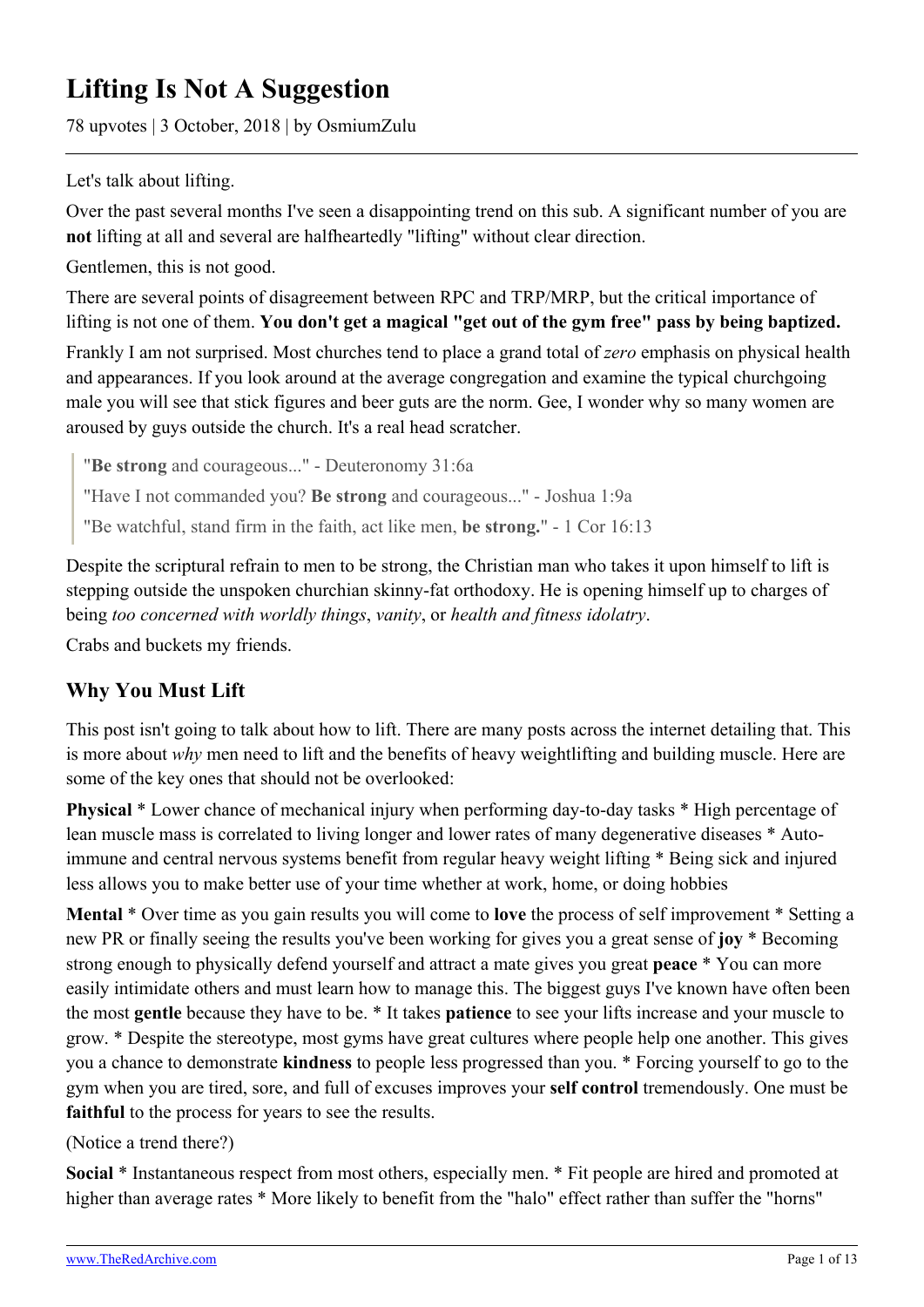# Lifting Is Not A Suggestion

78 upvotes | 3 October, 2018 | by OsmiumZulu

Let's talk about lifting.

Over the past several months I've seen a disappointing trend on this sub. A significant number of you are **not** lifting at all and several are halfheartedly "lifting" without clear direction.

Gentlemen, this is not good.

There are several points of disagreement between RPC and TRP/MRP, but the critical importance of lifting is not one of them. **You don't get a magical "get out of the gym free" pass by being baptized.**

Frankly I am not surprised. Most churches tend to place a grand total of *zero* emphasis on physical health and appearances. If you look around at the average congregation and examine the typical churchgoing male you will see that stick figures and beer guts are the norm. Gee, I wonder why so many women are aroused by guys outside the church. It's a real head scratcher.

> "**Be strong** and courageous..." - Deuteronomy 31:6a
>
> "Have I not commanded you? **Be strong** and courageous..." - Joshua 1:9a
>
> "Be watchful, stand firm in the faith, act like men, **be strong.**" - 1 Cor 16:13

Despite the scriptural refrain to men to be strong, the Christian man who takes it upon himself to lift is stepping outside the unspoken churchian skinny-fat orthodoxy. He is opening himself up to charges of being *too concerned with worldly things*, *vanity*, or *health and fitness idolatry*.

Crabs and buckets my friends.

## Why You Must Lift

This post isn't going to talk about how to lift. There are many posts across the internet detailing that. This is more about *why* men need to lift and the benefits of heavy weightlifting and building muscle. Here are some of the key ones that should not be overlooked:

**Physical** * Lower chance of mechanical injury when performing day-to-day tasks * High percentage of lean muscle mass is correlated to living longer and lower rates of many degenerative diseases * Auto-immune and central nervous systems benefit from regular heavy weight lifting * Being sick and injured less allows you to make better use of your time whether at work, home, or doing hobbies

**Mental** * Over time as you gain results you will come to **love** the process of self improvement * Setting a new PR or finally seeing the results you've been working for gives you a great sense of **joy** * Becoming strong enough to physically defend yourself and attract a mate gives you great **peace** * You can more easily intimidate others and must learn how to manage this. The biggest guys I've known have often been the most **gentle** because they have to be. * It takes **patience** to see your lifts increase and your muscle to grow. * Despite the stereotype, most gyms have great cultures where people help one another. This gives you a chance to demonstrate **kindness** to people less progressed than you. * Forcing yourself to go to the gym when you are tired, sore, and full of excuses improves your **self control** tremendously. One must be **faithful** to the process for years to see the results.

(Notice a trend there?)

**Social** * Instantaneous respect from most others, especially men. * Fit people are hired and promoted at higher than average rates * More likely to benefit from the "halo" effect rather than suffer the "horns"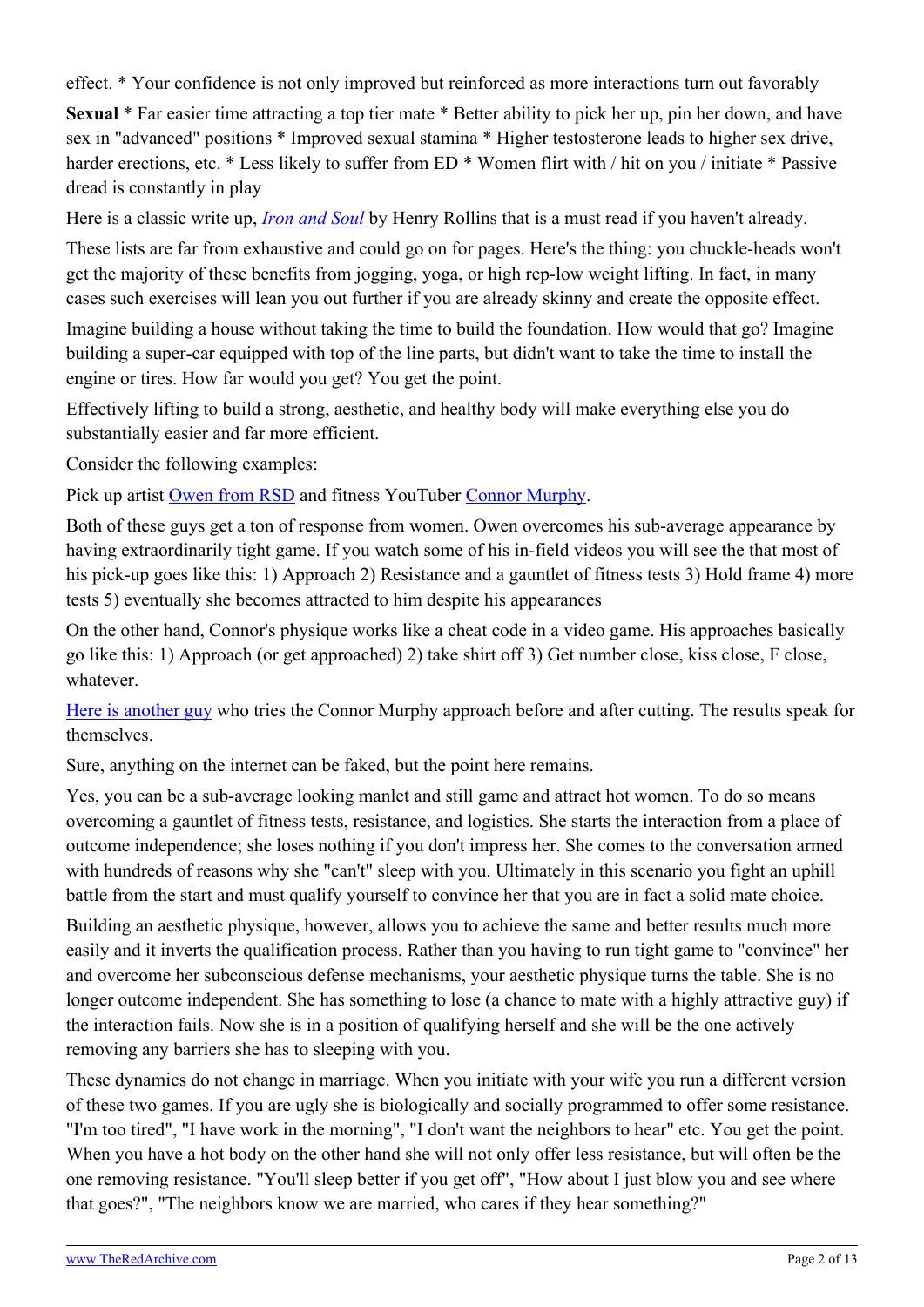effect. * Your confidence is not only improved but reinforced as more interactions turn out favorably

**Sexual** * Far easier time attracting a top tier mate * Better ability to pick her up, pin her down, and have sex in "advanced" positions * Improved sexual stamina * Higher testosterone leads to higher sex drive, harder erections, etc. * Less likely to suffer from ED * Women flirt with / hit on you / initiate * Passive dread is constantly in play

Here is a classic write up, *Iron and Soul* by Henry Rollins that is a must read if you haven't already.

These lists are far from exhaustive and could go on for pages. Here's the thing: you chuckle-heads won't get the majority of these benefits from jogging, yoga, or high rep-low weight lifting. In fact, in many cases such exercises will lean you out further if you are already skinny and create the opposite effect.

Imagine building a house without taking the time to build the foundation. How would that go? Imagine building a super-car equipped with top of the line parts, but didn't want to take the time to install the engine or tires. How far would you get? You get the point.

Effectively lifting to build a strong, aesthetic, and healthy body will make everything else you do substantially easier and far more efficient.

Consider the following examples:

Pick up artist Owen from RSD and fitness YouTuber Connor Murphy.

Both of these guys get a ton of response from women. Owen overcomes his sub-average appearance by having extraordinarily tight game. If you watch some of his in-field videos you will see the that most of his pick-up goes like this: 1) Approach 2) Resistance and a gauntlet of fitness tests 3) Hold frame 4) more tests 5) eventually she becomes attracted to him despite his appearances

On the other hand, Connor's physique works like a cheat code in a video game. His approaches basically go like this: 1) Approach (or get approached) 2) take shirt off 3) Get number close, kiss close, F close, whatever.

Here is another guy who tries the Connor Murphy approach before and after cutting. The results speak for themselves.

Sure, anything on the internet can be faked, but the point here remains.

Yes, you can be a sub-average looking manlet and still game and attract hot women. To do so means overcoming a gauntlet of fitness tests, resistance, and logistics. She starts the interaction from a place of outcome independence; she loses nothing if you don't impress her. She comes to the conversation armed with hundreds of reasons why she "can't" sleep with you. Ultimately in this scenario you fight an uphill battle from the start and must qualify yourself to convince her that you are in fact a solid mate choice.

Building an aesthetic physique, however, allows you to achieve the same and better results much more easily and it inverts the qualification process. Rather than you having to run tight game to "convince" her and overcome her subconscious defense mechanisms, your aesthetic physique turns the table. She is no longer outcome independent. She has something to lose (a chance to mate with a highly attractive guy) if the interaction fails. Now she is in a position of qualifying herself and she will be the one actively removing any barriers she has to sleeping with you.

These dynamics do not change in marriage. When you initiate with your wife you run a different version of these two games. If you are ugly she is biologically and socially programmed to offer some resistance. "I'm too tired", "I have work in the morning", "I don't want the neighbors to hear" etc. You get the point. When you have a hot body on the other hand she will not only offer less resistance, but will often be the one removing resistance. "You'll sleep better if you get off", "How about I just blow you and see where that goes?", "The neighbors know we are married, who cares if they hear something?"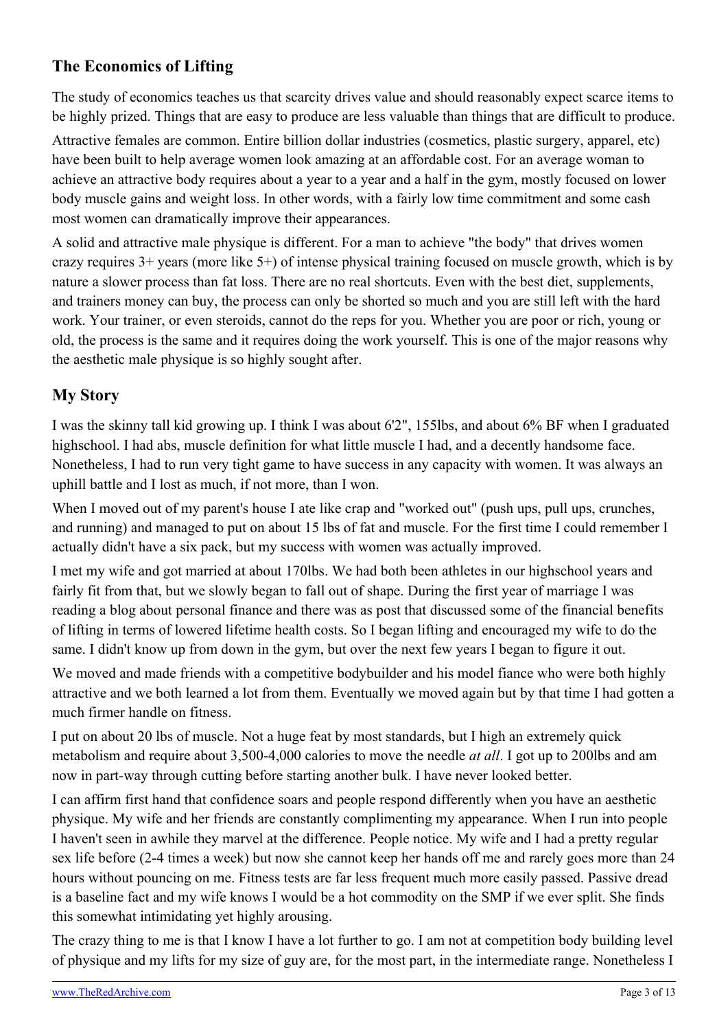## The Economics of Lifting

The study of economics teaches us that scarcity drives value and should reasonably expect scarce items to be highly prized. Things that are easy to produce are less valuable than things that are difficult to produce.

Attractive females are common. Entire billion dollar industries (cosmetics, plastic surgery, apparel, etc) have been built to help average women look amazing at an affordable cost. For an average woman to achieve an attractive body requires about a year to a year and a half in the gym, mostly focused on lower body muscle gains and weight loss. In other words, with a fairly low time commitment and some cash most women can dramatically improve their appearances.

A solid and attractive male physique is different. For a man to achieve "the body" that drives women crazy requires 3+ years (more like 5+) of intense physical training focused on muscle growth, which is by nature a slower process than fat loss. There are no real shortcuts. Even with the best diet, supplements, and trainers money can buy, the process can only be shorted so much and you are still left with the hard work. Your trainer, or even steroids, cannot do the reps for you. Whether you are poor or rich, young or old, the process is the same and it requires doing the work yourself. This is one of the major reasons why the aesthetic male physique is so highly sought after.

## My Story

I was the skinny tall kid growing up. I think I was about 6'2", 155lbs, and about 6% BF when I graduated highschool. I had abs, muscle definition for what little muscle I had, and a decently handsome face. Nonetheless, I had to run very tight game to have success in any capacity with women. It was always an uphill battle and I lost as much, if not more, than I won.

When I moved out of my parent's house I ate like crap and "worked out" (push ups, pull ups, crunches, and running) and managed to put on about 15 lbs of fat and muscle. For the first time I could remember I actually didn't have a six pack, but my success with women was actually improved.

I met my wife and got married at about 170lbs. We had both been athletes in our highschool years and fairly fit from that, but we slowly began to fall out of shape. During the first year of marriage I was reading a blog about personal finance and there was as post that discussed some of the financial benefits of lifting in terms of lowered lifetime health costs. So I began lifting and encouraged my wife to do the same. I didn't know up from down in the gym, but over the next few years I began to figure it out.

We moved and made friends with a competitive bodybuilder and his model fiance who were both highly attractive and we both learned a lot from them. Eventually we moved again but by that time I had gotten a much firmer handle on fitness.

I put on about 20 lbs of muscle. Not a huge feat by most standards, but I high an extremely quick metabolism and require about 3,500-4,000 calories to move the needle *at all*. I got up to 200lbs and am now in part-way through cutting before starting another bulk. I have never looked better.

I can affirm first hand that confidence soars and people respond differently when you have an aesthetic physique. My wife and her friends are constantly complimenting my appearance. When I run into people I haven't seen in awhile they marvel at the difference. People notice. My wife and I had a pretty regular sex life before (2-4 times a week) but now she cannot keep her hands off me and rarely goes more than 24 hours without pouncing on me. Fitness tests are far less frequent much more easily passed. Passive dread is a baseline fact and my wife knows I would be a hot commodity on the SMP if we ever split. She finds this somewhat intimidating yet highly arousing.

The crazy thing to me is that I know I have a lot further to go. I am not at competition body building level of physique and my lifts for my size of guy are, for the most part, in the intermediate range. Nonetheless I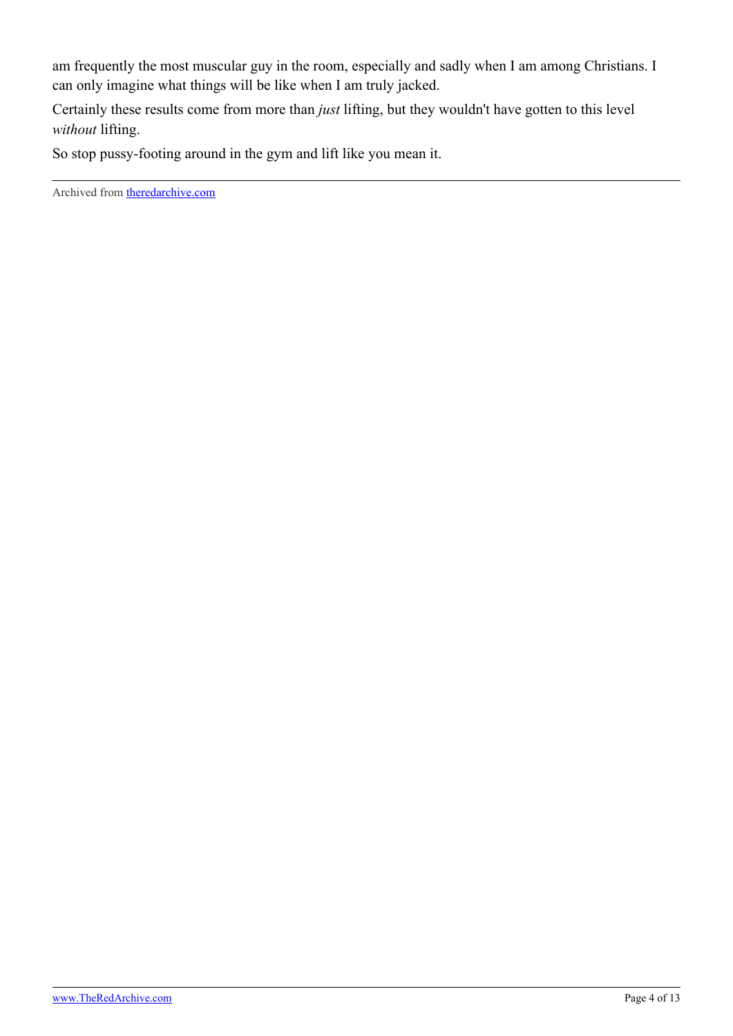am frequently the most muscular guy in the room, especially and sadly when I am among Christians. I can only imagine what things will be like when I am truly jacked.

Certainly these results come from more than *just* lifting, but they wouldn't have gotten to this level *without* lifting.

So stop pussy-footing around in the gym and lift like you mean it.

---

Archived from [theredarchive.com](theredarchive.com)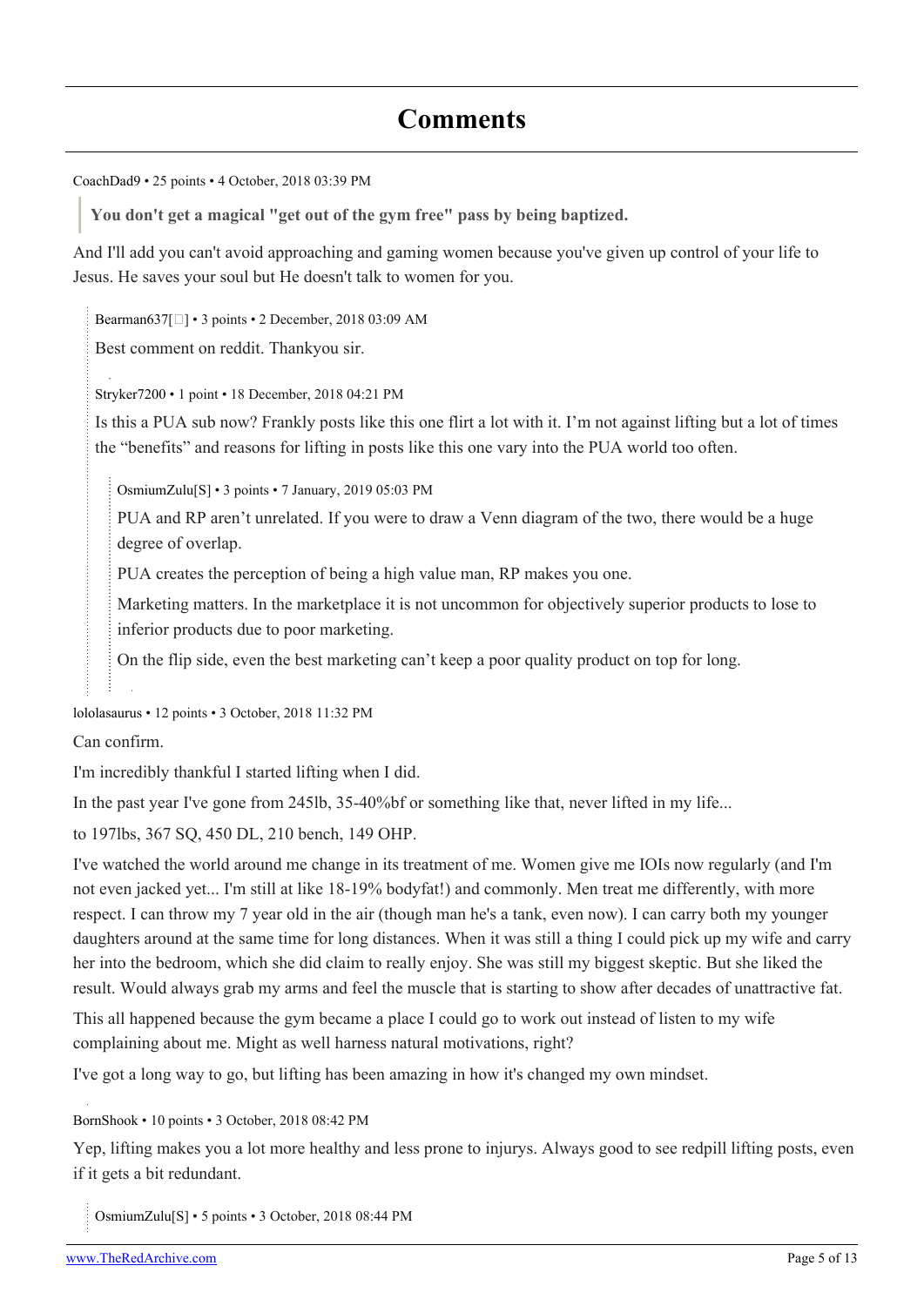# Comments

CoachDad9 • 25 points • 4 October, 2018 03:39 PM

> **You don't get a magical "get out of the gym free" pass by being baptized.**

And I'll add you can't avoid approaching and gaming women because you've given up control of your life to Jesus. He saves your soul but He doesn't talk to women for you.

> Bearman637[] • 3 points • 2 December, 2018 03:09 AM
>
> Best comment on reddit. Thankyou sir.

> Stryker7200 • 1 point • 18 December, 2018 04:21 PM
>
> Is this a PUA sub now? Frankly posts like this one flirt a lot with it. I'm not against lifting but a lot of times the "benefits" and reasons for lifting in posts like this one vary into the PUA world too often.
>
> > OsmiumZulu[S] • 3 points • 7 January, 2019 05:03 PM
> >
> > PUA and RP aren't unrelated. If you were to draw a Venn diagram of the two, there would be a huge degree of overlap.
> >
> > PUA creates the perception of being a high value man, RP makes you one.
> >
> > Marketing matters. In the marketplace it is not uncommon for objectively superior products to lose to inferior products due to poor marketing.
> >
> > On the flip side, even the best marketing can't keep a poor quality product on top for long.

lololasaurus • 12 points • 3 October, 2018 11:32 PM

Can confirm.

I'm incredibly thankful I started lifting when I did.

In the past year I've gone from 245lb, 35-40%bf or something like that, never lifted in my life...

to 197lbs, 367 SQ, 450 DL, 210 bench, 149 OHP.

I've watched the world around me change in its treatment of me. Women give me IOIs now regularly (and I'm not even jacked yet... I'm still at like 18-19% bodyfat!) and commonly. Men treat me differently, with more respect. I can throw my 7 year old in the air (though man he's a tank, even now). I can carry both my younger daughters around at the same time for long distances. When it was still a thing I could pick up my wife and carry her into the bedroom, which she did claim to really enjoy. She was still my biggest skeptic. But she liked the result. Would always grab my arms and feel the muscle that is starting to show after decades of unattractive fat.

This all happened because the gym became a place I could go to work out instead of listen to my wife complaining about me. Might as well harness natural motivations, right?

I've got a long way to go, but lifting has been amazing in how it's changed my own mindset.

BornShook • 10 points • 3 October, 2018 08:42 PM

Yep, lifting makes you a lot more healthy and less prone to injurys. Always good to see redpill lifting posts, even if it gets a bit redundant.

> OsmiumZulu[S] • 5 points • 3 October, 2018 08:44 PM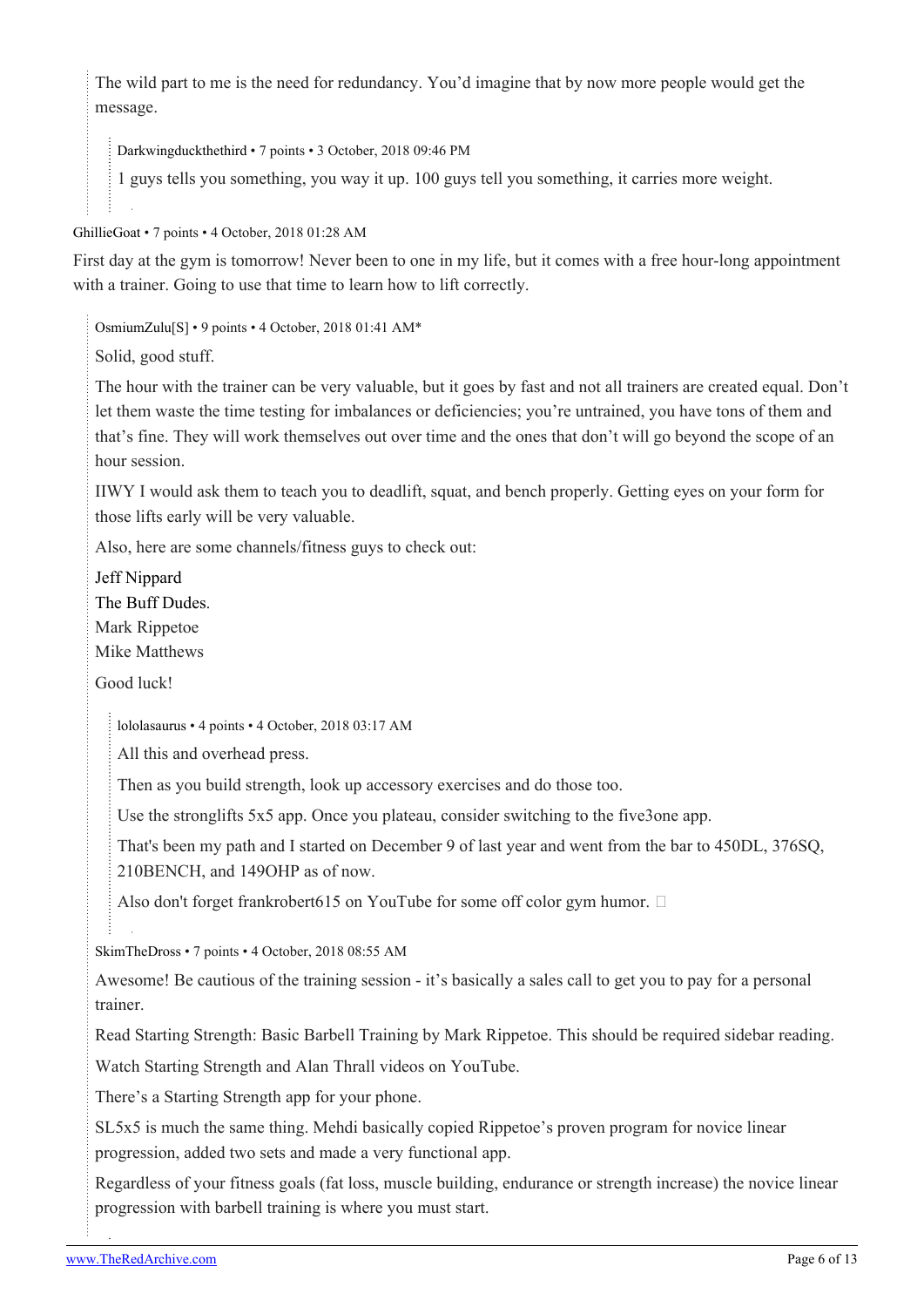The wild part to me is the need for redundancy. You'd imagine that by now more people would get the message.

> Darkwingduckthethird • 7 points • 3 October, 2018 09:46 PM
>
> 1 guys tells you something, you way it up. 100 guys tell you something, it carries more weight.

GhillieGoat • 7 points • 4 October, 2018 01:28 AM

First day at the gym is tomorrow! Never been to one in my life, but it comes with a free hour-long appointment with a trainer. Going to use that time to learn how to lift correctly.

> OsmiumZulu[S] • 9 points • 4 October, 2018 01:41 AM*
>
> Solid, good stuff.
>
> The hour with the trainer can be very valuable, but it goes by fast and not all trainers are created equal. Don't let them waste the time testing for imbalances or deficiencies; you're untrained, you have tons of them and that's fine. They will work themselves out over time and the ones that don't will go beyond the scope of an hour session.
>
> IIWY I would ask them to teach you to deadlift, squat, and bench properly. Getting eyes on your form for those lifts early will be very valuable.
>
> Also, here are some channels/fitness guys to check out:
>
> Jeff Nippard
> The Buff Dudes.
> Mark Rippetoe
> Mike Matthews
>
> Good luck!
>
> > lololasaurus • 4 points • 4 October, 2018 03:17 AM
> >
> > All this and overhead press.
> >
> > Then as you build strength, look up accessory exercises and do those too.
> >
> > Use the stronglifts 5x5 app. Once you plateau, consider switching to the five3one app.
> >
> > That's been my path and I started on December 9 of last year and went from the bar to 450DL, 376SQ, 210BENCH, and 149OHP as of now.
> >
> > Also don't forget frankrobert615 on YouTube for some off color gym humor.
>
> SkimTheDross • 7 points • 4 October, 2018 08:55 AM
>
> Awesome! Be cautious of the training session - it's basically a sales call to get you to pay for a personal trainer.
>
> Read Starting Strength: Basic Barbell Training by Mark Rippetoe. This should be required sidebar reading.
>
> Watch Starting Strength and Alan Thrall videos on YouTube.
>
> There's a Starting Strength app for your phone.
>
> SL5x5 is much the same thing. Mehdi basically copied Rippetoe's proven program for novice linear progression, added two sets and made a very functional app.
>
> Regardless of your fitness goals (fat loss, muscle building, endurance or strength increase) the novice linear progression with barbell training is where you must start.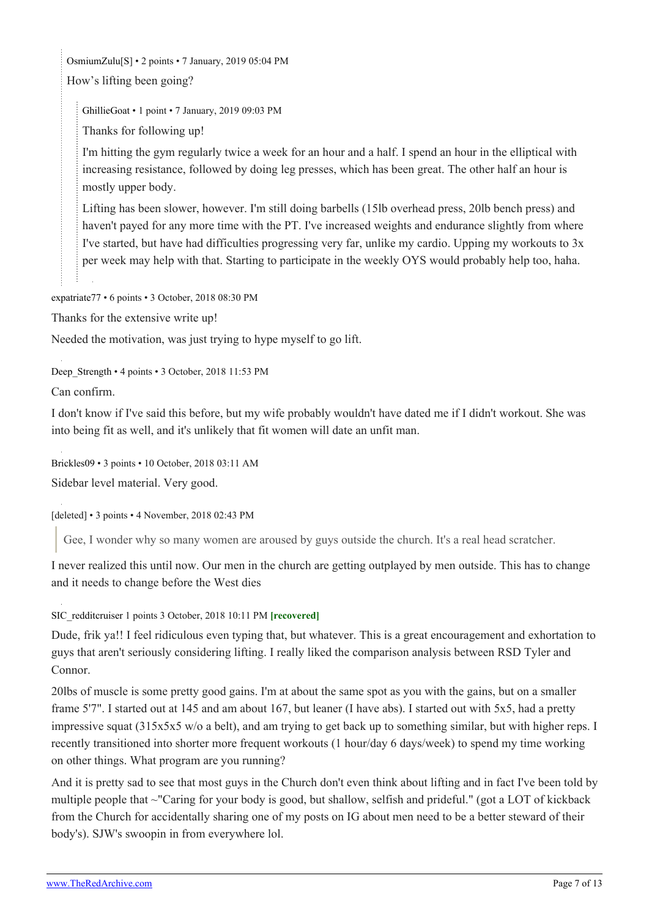OsmiumZulu[S] • 2 points • 7 January, 2019 05:04 PM

How's lifting been going?

> GhillieGoat • 1 point • 7 January, 2019 09:03 PM
>
> Thanks for following up!
>
> I'm hitting the gym regularly twice a week for an hour and a half. I spend an hour in the elliptical with increasing resistance, followed by doing leg presses, which has been great. The other half an hour is mostly upper body.
>
> Lifting has been slower, however. I'm still doing barbells (15lb overhead press, 20lb bench press) and haven't payed for any more time with the PT. I've increased weights and endurance slightly from where I've started, but have had difficulties progressing very far, unlike my cardio. Upping my workouts to 3x per week may help with that. Starting to participate in the weekly OYS would probably help too, haha.

expatriate77 • 6 points • 3 October, 2018 08:30 PM

Thanks for the extensive write up!

Needed the motivation, was just trying to hype myself to go lift.

Deep_Strength • 4 points • 3 October, 2018 11:53 PM

Can confirm.

I don't know if I've said this before, but my wife probably wouldn't have dated me if I didn't workout. She was into being fit as well, and it's unlikely that fit women will date an unfit man.

Brickles09 • 3 points • 10 October, 2018 03:11 AM

Sidebar level material. Very good.

[deleted] • 3 points • 4 November, 2018 02:43 PM

> Gee, I wonder why so many women are aroused by guys outside the church. It's a real head scratcher.

I never realized this until now. Our men in the church are getting outplayed by men outside. This has to change and it needs to change before the West dies

SIC_redditcruiser 1 points 3 October, 2018 10:11 PM **[recovered]**

Dude, frik ya!! I feel ridiculous even typing that, but whatever. This is a great encouragement and exhortation to guys that aren't seriously considering lifting. I really liked the comparison analysis between RSD Tyler and Connor.

20lbs of muscle is some pretty good gains. I'm at about the same spot as you with the gains, but on a smaller frame 5'7". I started out at 145 and am about 167, but leaner (I have abs). I started out with 5x5, had a pretty impressive squat (315x5x5 w/o a belt), and am trying to get back up to something similar, but with higher reps. I recently transitioned into shorter more frequent workouts (1 hour/day 6 days/week) to spend my time working on other things. What program are you running?

And it is pretty sad to see that most guys in the Church don't even think about lifting and in fact I've been told by multiple people that ~"Caring for your body is good, but shallow, selfish and prideful." (got a LOT of kickback from the Church for accidentally sharing one of my posts on IG about men need to be a better steward of their body's). SJW's swoopin in from everywhere lol.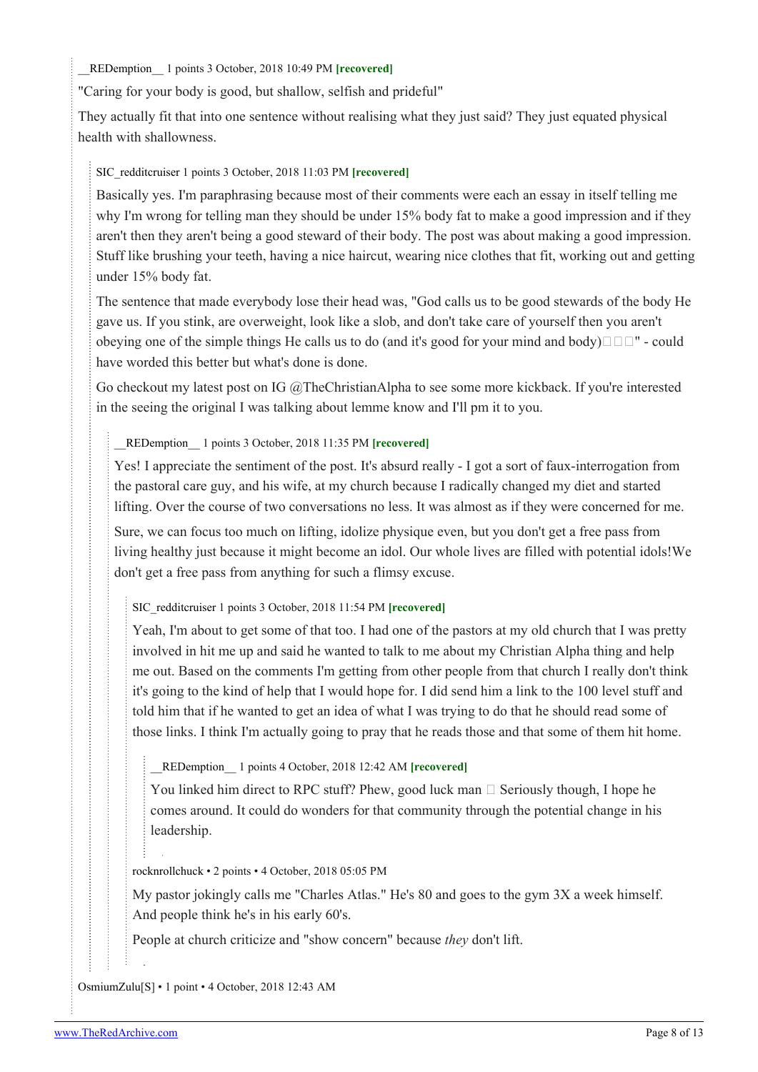__REDemption__ 1 points 3 October, 2018 10:49 PM **[recovered]**

"Caring for your body is good, but shallow, selfish and prideful"

They actually fit that into one sentence without realising what they just said? They just equated physical health with shallowness.

> SIC_redditcruiser 1 points 3 October, 2018 11:03 PM **[recovered]**
>
> Basically yes. I'm paraphrasing because most of their comments were each an essay in itself telling me why I'm wrong for telling man they should be under 15% body fat to make a good impression and if they aren't then they aren't being a good steward of their body. The post was about making a good impression. Stuff like brushing your teeth, having a nice haircut, wearing nice clothes that fit, working out and getting under 15% body fat.
>
> The sentence that made everybody lose their head was, "God calls us to be good stewards of the body He gave us. If you stink, are overweight, look like a slob, and don't take care of yourself then you aren't obeying one of the simple things He calls us to do (and it's good for your mind and body)□□□" - could have worded this better but what's done is done.
>
> Go checkout my latest post on IG @TheChristianAlpha to see some more kickback. If you're interested in the seeing the original I was talking about lemme know and I'll pm it to you.
>
> > __REDemption__ 1 points 3 October, 2018 11:35 PM **[recovered]**
> >
> > Yes! I appreciate the sentiment of the post. It's absurd really - I got a sort of faux-interrogation from the pastoral care guy, and his wife, at my church because I radically changed my diet and started lifting. Over the course of two conversations no less. It was almost as if they were concerned for me.
> >
> > Sure, we can focus too much on lifting, idolize physique even, but you don't get a free pass from living healthy just because it might become an idol. Our whole lives are filled with potential idols!We don't get a free pass from anything for such a flimsy excuse.
> >
> > > SIC_redditcruiser 1 points 3 October, 2018 11:54 PM **[recovered]**
> > >
> > > Yeah, I'm about to get some of that too. I had one of the pastors at my old church that I was pretty involved in hit me up and said he wanted to talk to me about my Christian Alpha thing and help me out. Based on the comments I'm getting from other people from that church I really don't think it's going to the kind of help that I would hope for. I did send him a link to the 100 level stuff and told him that if he wanted to get an idea of what I was trying to do that he should read some of those links. I think I'm actually going to pray that he reads those and that some of them hit home.
> > >
> > > > __REDemption__ 1 points 4 October, 2018 12:42 AM **[recovered]**
> > > >
> > > > You linked him direct to RPC stuff? Phew, good luck man □ Seriously though, I hope he comes around. It could do wonders for that community through the potential change in his leadership.
> > >
> > > rocknrollchuck • 2 points • 4 October, 2018 05:05 PM
> > >
> > > My pastor jokingly calls me "Charles Atlas." He's 80 and goes to the gym 3X a week himself. And people think he's in his early 60's.
> > >
> > > People at church criticize and "show concern" because *they* don't lift.

OsmiumZulu[S] • 1 point • 4 October, 2018 12:43 AM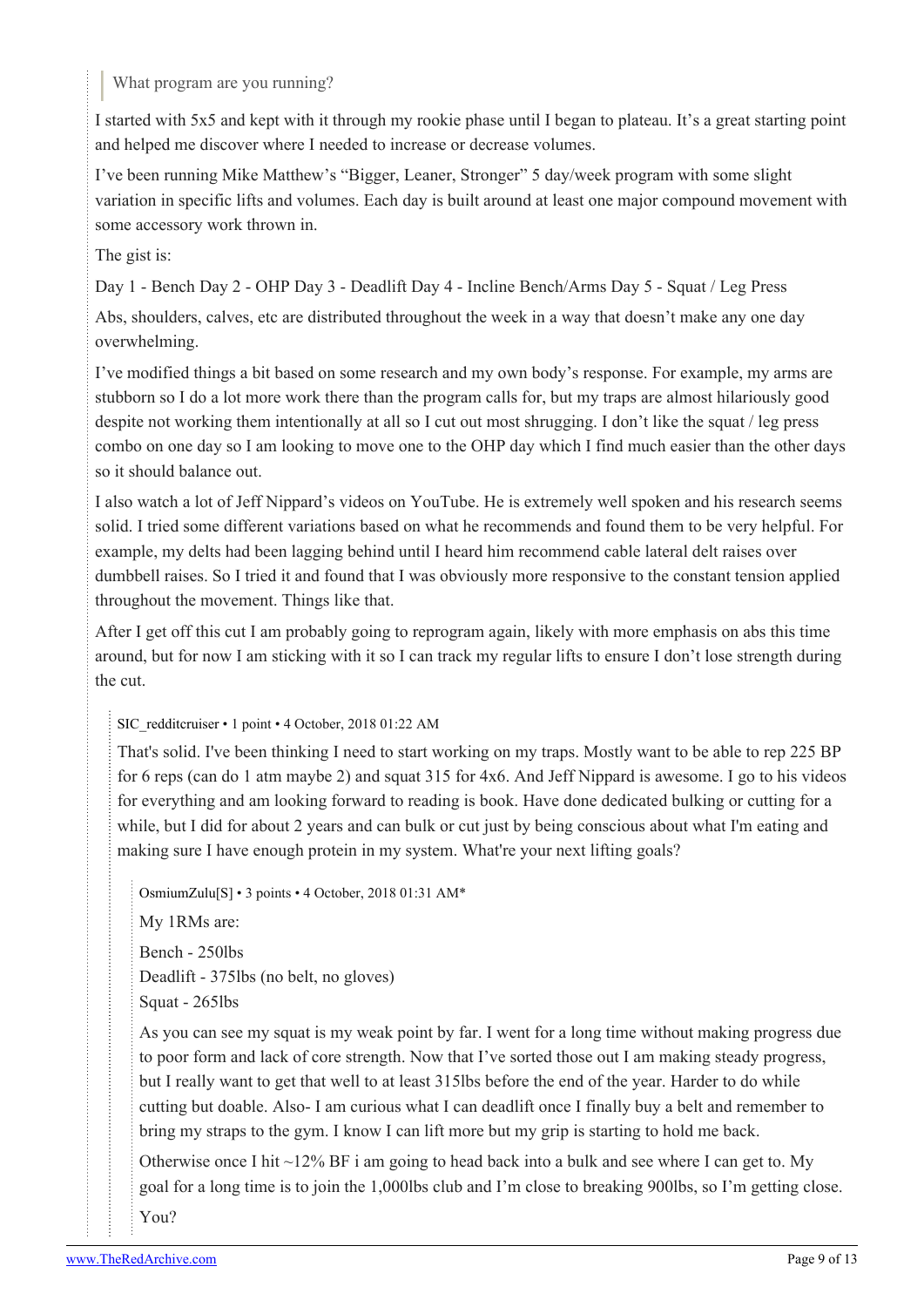> What program are you running?

I started with 5x5 and kept with it through my rookie phase until I began to plateau. It's a great starting point and helped me discover where I needed to increase or decrease volumes.

I've been running Mike Matthew's "Bigger, Leaner, Stronger" 5 day/week program with some slight variation in specific lifts and volumes. Each day is built around at least one major compound movement with some accessory work thrown in.

The gist is:

Day 1 - Bench Day 2 - OHP Day 3 - Deadlift Day 4 - Incline Bench/Arms Day 5 - Squat / Leg Press

Abs, shoulders, calves, etc are distributed throughout the week in a way that doesn't make any one day overwhelming.

I've modified things a bit based on some research and my own body's response. For example, my arms are stubborn so I do a lot more work there than the program calls for, but my traps are almost hilariously good despite not working them intentionally at all so I cut out most shrugging. I don't like the squat / leg press combo on one day so I am looking to move one to the OHP day which I find much easier than the other days so it should balance out.

I also watch a lot of Jeff Nippard's videos on YouTube. He is extremely well spoken and his research seems solid. I tried some different variations based on what he recommends and found them to be very helpful. For example, my delts had been lagging behind until I heard him recommend cable lateral delt raises over dumbbell raises. So I tried it and found that I was obviously more responsive to the constant tension applied throughout the movement. Things like that.

After I get off this cut I am probably going to reprogram again, likely with more emphasis on abs this time around, but for now I am sticking with it so I can track my regular lifts to ensure I don't lose strength during the cut.

SIC_redditcruiser • 1 point • 4 October, 2018 01:22 AM

That's solid. I've been thinking I need to start working on my traps. Mostly want to be able to rep 225 BP for 6 reps (can do 1 atm maybe 2) and squat 315 for 4x6. And Jeff Nippard is awesome. I go to his videos for everything and am looking forward to reading is book. Have done dedicated bulking or cutting for a while, but I did for about 2 years and can bulk or cut just by being conscious about what I'm eating and making sure I have enough protein in my system. What're your next lifting goals?

OsmiumZulu[S] • 3 points • 4 October, 2018 01:31 AM*

My 1RMs are:

Bench - 250lbs

Deadlift - 375lbs (no belt, no gloves)

Squat - 265lbs

As you can see my squat is my weak point by far. I went for a long time without making progress due to poor form and lack of core strength. Now that I've sorted those out I am making steady progress, but I really want to get that well to at least 315lbs before the end of the year. Harder to do while cutting but doable. Also- I am curious what I can deadlift once I finally buy a belt and remember to bring my straps to the gym. I know I can lift more but my grip is starting to hold me back.

Otherwise once I hit ~12% BF i am going to head back into a bulk and see where I can get to. My goal for a long time is to join the 1,000lbs club and I'm close to breaking 900lbs, so I'm getting close.

You?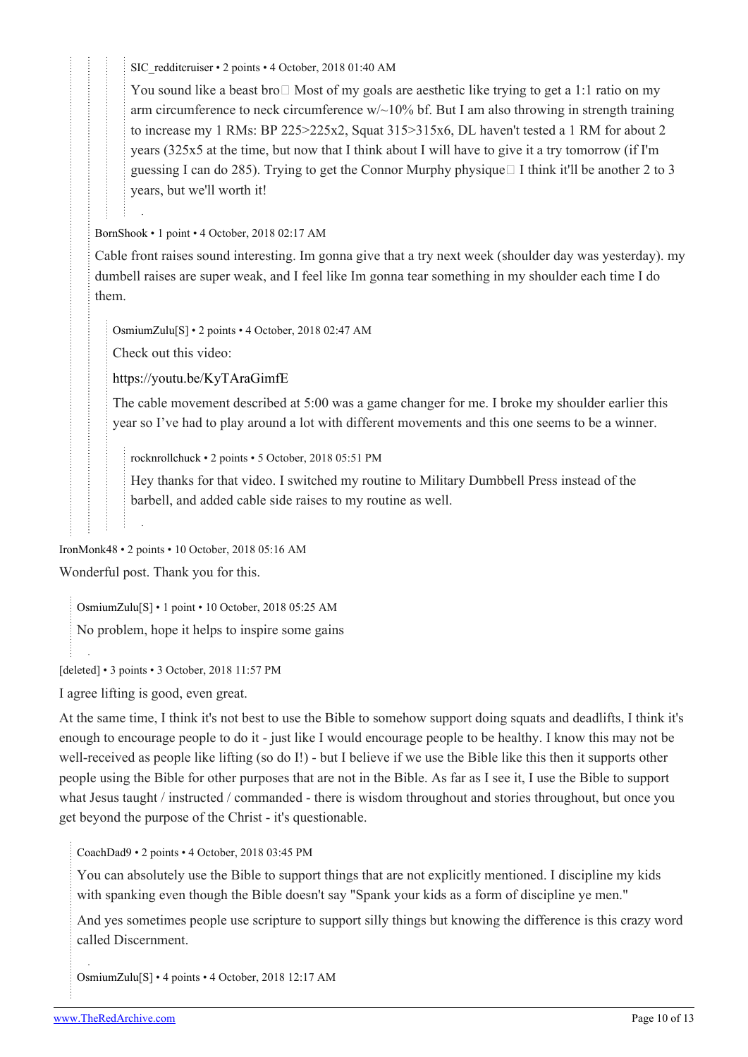SIC_redditcruiser • 2 points • 4 October, 2018 01:40 AM

You sound like a beast bro Most of my goals are aesthetic like trying to get a 1:1 ratio on my arm circumference to neck circumference w/~10% bf. But I am also throwing in strength training to increase my 1 RMs: BP 225>225x2, Squat 315>315x6, DL haven't tested a 1 RM for about 2 years (325x5 at the time, but now that I think about I will have to give it a try tomorrow (if I'm guessing I can do 285). Trying to get the Connor Murphy physique I think it'll be another 2 to 3 years, but we'll worth it!

BornShook • 1 point • 4 October, 2018 02:17 AM

Cable front raises sound interesting. Im gonna give that a try next week (shoulder day was yesterday). my dumbell raises are super weak, and I feel like Im gonna tear something in my shoulder each time I do them.

OsmiumZulu[S] • 2 points • 4 October, 2018 02:47 AM

Check out this video:

https://youtu.be/KyTAraGimfE

The cable movement described at 5:00 was a game changer for me. I broke my shoulder earlier this year so I've had to play around a lot with different movements and this one seems to be a winner.

rocknrollchuck • 2 points • 5 October, 2018 05:51 PM

Hey thanks for that video. I switched my routine to Military Dumbbell Press instead of the barbell, and added cable side raises to my routine as well.

IronMonk48 • 2 points • 10 October, 2018 05:16 AM

Wonderful post. Thank you for this.

OsmiumZulu[S] • 1 point • 10 October, 2018 05:25 AM

No problem, hope it helps to inspire some gains

[deleted] • 3 points • 3 October, 2018 11:57 PM

I agree lifting is good, even great.

At the same time, I think it's not best to use the Bible to somehow support doing squats and deadlifts, I think it's enough to encourage people to do it - just like I would encourage people to be healthy. I know this may not be well-received as people like lifting (so do I!) - but I believe if we use the Bible like this then it supports other people using the Bible for other purposes that are not in the Bible. As far as I see it, I use the Bible to support what Jesus taught / instructed / commanded - there is wisdom throughout and stories throughout, but once you get beyond the purpose of the Christ - it's questionable.

CoachDad9 • 2 points • 4 October, 2018 03:45 PM

You can absolutely use the Bible to support things that are not explicitly mentioned. I discipline my kids with spanking even though the Bible doesn't say "Spank your kids as a form of discipline ye men."

And yes sometimes people use scripture to support silly things but knowing the difference is this crazy word called Discernment.

OsmiumZulu[S] • 4 points • 4 October, 2018 12:17 AM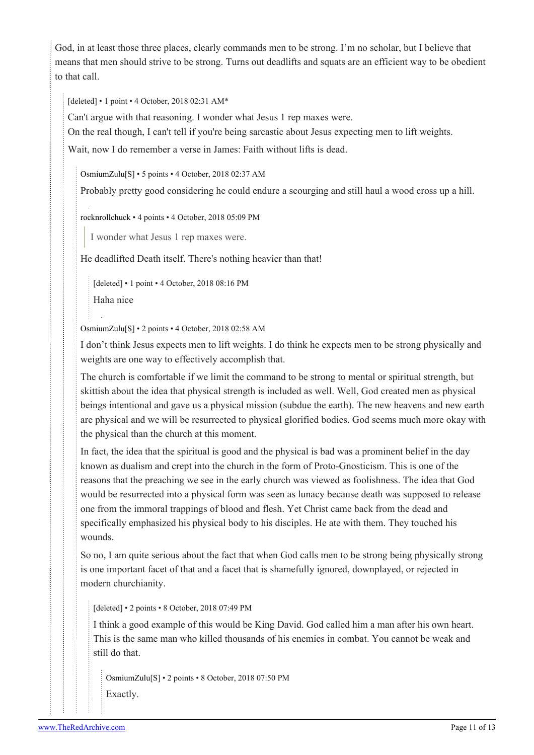God, in at least those three places, clearly commands men to be strong. I'm no scholar, but I believe that means that men should strive to be strong. Turns out deadlifts and squats are an efficient way to be obedient to that call.

> [deleted] • 1 point • 4 October, 2018 02:31 AM*
>
> Can't argue with that reasoning. I wonder what Jesus 1 rep maxes were.
>
> On the real though, I can't tell if you're being sarcastic about Jesus expecting men to lift weights.
>
> Wait, now I do remember a verse in James: Faith without lifts is dead.
>
>> OsmiumZulu[S] • 5 points • 4 October, 2018 02:37 AM
>>
>> Probably pretty good considering he could endure a scourging and still haul a wood cross up a hill.
>
>> rocknrollchuck • 4 points • 4 October, 2018 05:09 PM
>>
>>> I wonder what Jesus 1 rep maxes were.
>>
>> He deadlifted Death itself. There's nothing heavier than that!
>>
>>> [deleted] • 1 point • 4 October, 2018 08:16 PM
>>>
>>> Haha nice
>
>> OsmiumZulu[S] • 2 points • 4 October, 2018 02:58 AM
>>
>> I don't think Jesus expects men to lift weights. I do think he expects men to be strong physically and weights are one way to effectively accomplish that.
>>
>> The church is comfortable if we limit the command to be strong to mental or spiritual strength, but skittish about the idea that physical strength is included as well. Well, God created men as physical beings intentional and gave us a physical mission (subdue the earth). The new heavens and new earth are physical and we will be resurrected to physical glorified bodies. God seems much more okay with the physical than the church at this moment.
>>
>> In fact, the idea that the spiritual is good and the physical is bad was a prominent belief in the day known as dualism and crept into the church in the form of Proto-Gnosticism. This is one of the reasons that the preaching we see in the early church was viewed as foolishness. The idea that God would be resurrected into a physical form was seen as lunacy because death was supposed to release one from the immoral trappings of blood and flesh. Yet Christ came back from the dead and specifically emphasized his physical body to his disciples. He ate with them. They touched his wounds.
>>
>> So no, I am quite serious about the fact that when God calls men to be strong being physically strong is one important facet of that and a facet that is shamefully ignored, downplayed, or rejected in modern churchianity.
>>
>>> [deleted] • 2 points • 8 October, 2018 07:49 PM
>>>
>>> I think a good example of this would be King David. God called him a man after his own heart. This is the same man who killed thousands of his enemies in combat. You cannot be weak and still do that.
>>>
>>>> OsmiumZulu[S] • 2 points • 8 October, 2018 07:50 PM
>>>>
>>>> Exactly.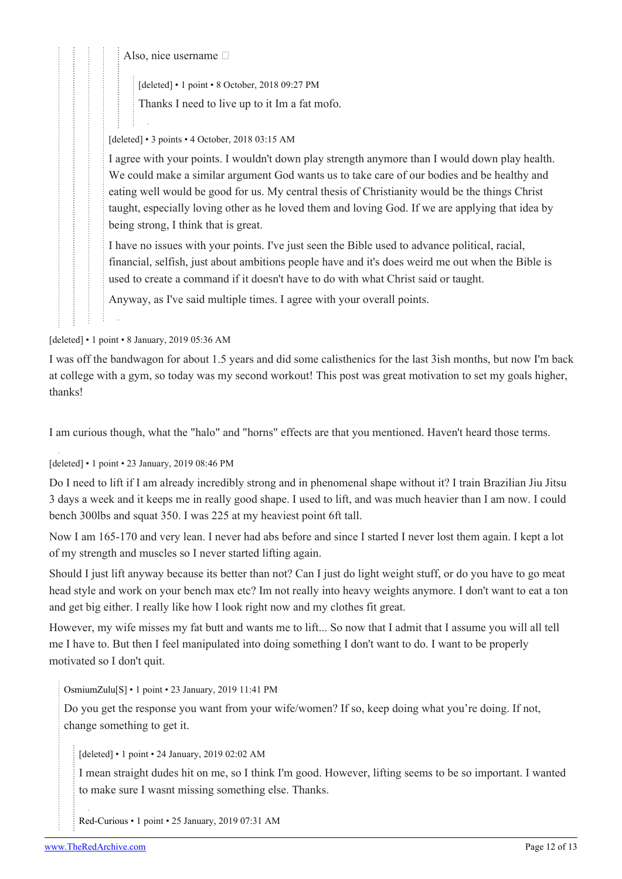Also, nice username 

[deleted] • 1 point • 8 October, 2018 09:27 PM

Thanks I need to live up to it Im a fat mofo.

[deleted] • 3 points • 4 October, 2018 03:15 AM

I agree with your points. I wouldn't down play strength anymore than I would down play health. We could make a similar argument God wants us to take care of our bodies and be healthy and eating well would be good for us. My central thesis of Christianity would be the things Christ taught, especially loving other as he loved them and loving God. If we are applying that idea by being strong, I think that is great.

I have no issues with your points. I've just seen the Bible used to advance political, racial, financial, selfish, just about ambitions people have and it's does weird me out when the Bible is used to create a command if it doesn't have to do with what Christ said or taught.

Anyway, as I've said multiple times. I agree with your overall points.

[deleted] • 1 point • 8 January, 2019 05:36 AM

I was off the bandwagon for about 1.5 years and did some calisthenics for the last 3ish months, but now I'm back at college with a gym, so today was my second workout! This post was great motivation to set my goals higher, thanks!

I am curious though, what the "halo" and "horns" effects are that you mentioned. Haven't heard those terms.

[deleted] • 1 point • 23 January, 2019 08:46 PM

Do I need to lift if I am already incredibly strong and in phenomenal shape without it? I train Brazilian Jiu Jitsu 3 days a week and it keeps me in really good shape. I used to lift, and was much heavier than I am now. I could bench 300lbs and squat 350. I was 225 at my heaviest point 6ft tall.

Now I am 165-170 and very lean. I never had abs before and since I started I never lost them again. I kept a lot of my strength and muscles so I never started lifting again.

Should I just lift anyway because its better than not? Can I just do light weight stuff, or do you have to go meat head style and work on your bench max etc? Im not really into heavy weights anymore. I don't want to eat a ton and get big either. I really like how I look right now and my clothes fit great.

However, my wife misses my fat butt and wants me to lift... So now that I admit that I assume you will all tell me I have to. But then I feel manipulated into doing something I don't want to do. I want to be properly motivated so I don't quit.

OsmiumZulu[S] • 1 point • 23 January, 2019 11:41 PM

Do you get the response you want from your wife/women? If so, keep doing what you're doing. If not, change something to get it.

[deleted] • 1 point • 24 January, 2019 02:02 AM

I mean straight dudes hit on me, so I think I'm good. However, lifting seems to be so important. I wanted to make sure I wasnt missing something else. Thanks.

Red-Curious • 1 point • 25 January, 2019 07:31 AM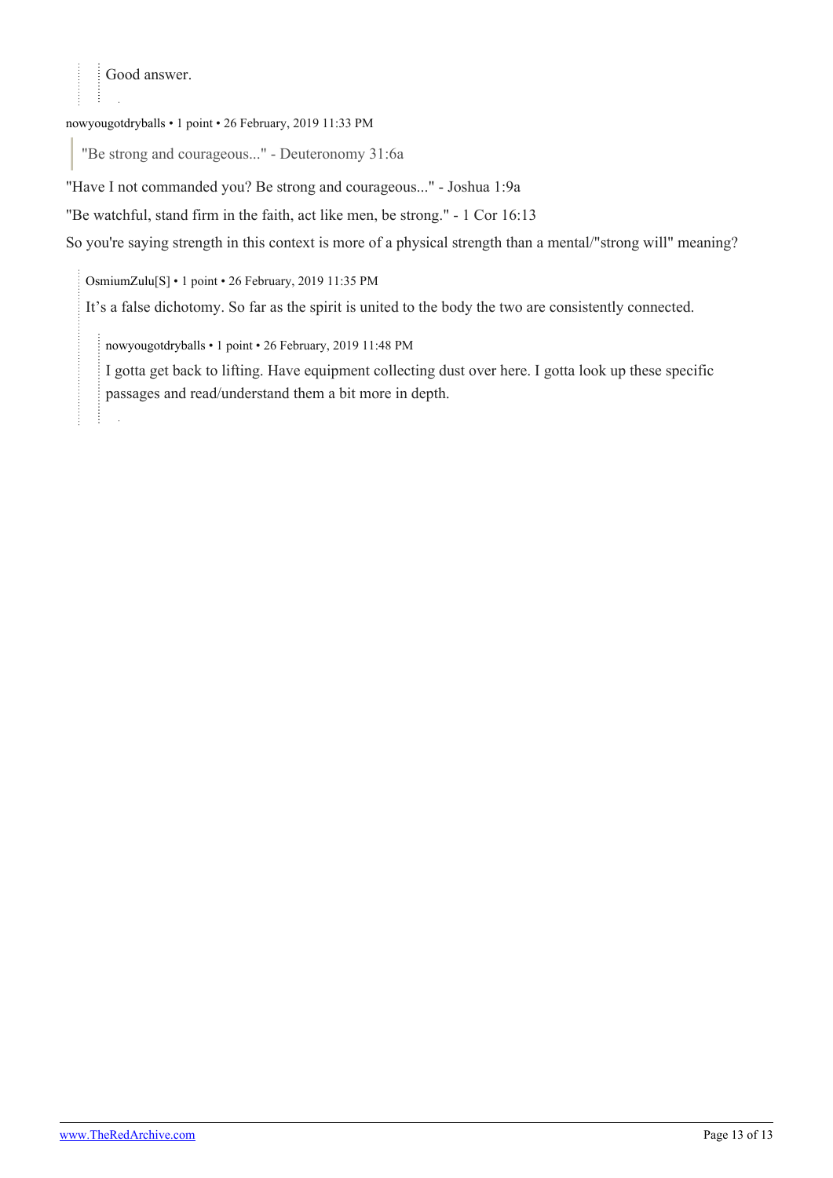Good answer.

nowyougotdryballs • 1 point • 26 February, 2019 11:33 PM

> "Be strong and courageous..." - Deuteronomy 31:6a

"Have I not commanded you? Be strong and courageous..." - Joshua 1:9a

"Be watchful, stand firm in the faith, act like men, be strong." - 1 Cor 16:13

So you're saying strength in this context is more of a physical strength than a mental/"strong will" meaning?

OsmiumZulu[S] • 1 point • 26 February, 2019 11:35 PM

It's a false dichotomy. So far as the spirit is united to the body the two are consistently connected.

nowyougotdryballs • 1 point • 26 February, 2019 11:48 PM

I gotta get back to lifting. Have equipment collecting dust over here. I gotta look up these specific passages and read/understand them a bit more in depth.